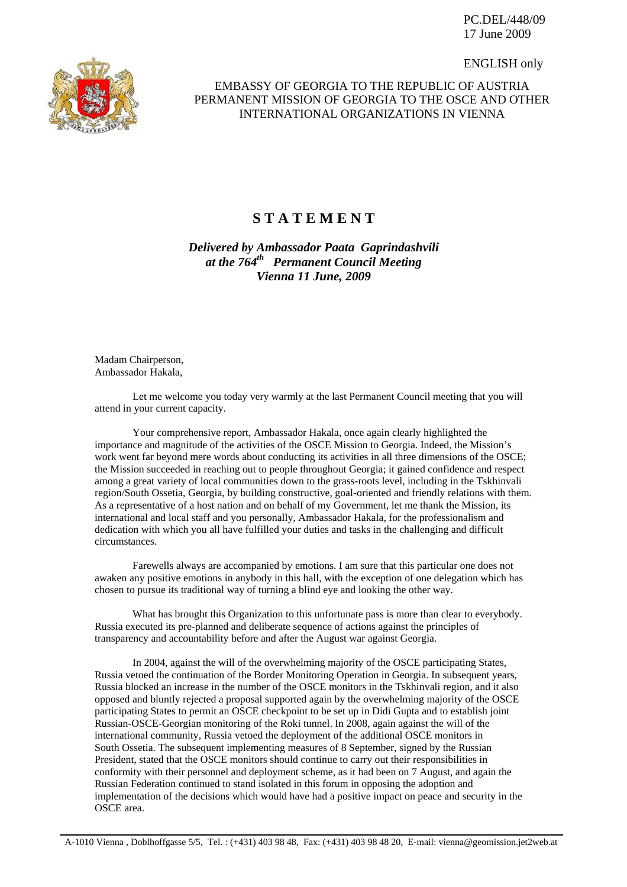PC.DEL/448/09
17 June 2009

ENGLISH only

EMBASSY OF GEORGIA TO THE REPUBLIC OF AUSTRIA
PERMANENT MISSION OF GEORGIA TO THE OSCE AND OTHER INTERNATIONAL ORGANIZATIONS IN VIENNA

# STATEMENT

***Delivered by Ambassador Paata Gaprindashvili***
***at the 764th Permanent Council Meeting***
***Vienna 11 June, 2009***

Madam Chairperson,
Ambassador Hakala,

Let me welcome you today very warmly at the last Permanent Council meeting that you will attend in your current capacity.

Your comprehensive report, Ambassador Hakala, once again clearly highlighted the importance and magnitude of the activities of the OSCE Mission to Georgia. Indeed, the Mission's work went far beyond mere words about conducting its activities in all three dimensions of the OSCE; the Mission succeeded in reaching out to people throughout Georgia; it gained confidence and respect among a great variety of local communities down to the grass-roots level, including in the Tskhinvali region/South Ossetia, Georgia, by building constructive, goal-oriented and friendly relations with them. As a representative of a host nation and on behalf of my Government, let me thank the Mission, its international and local staff and you personally, Ambassador Hakala, for the professionalism and dedication with which you all have fulfilled your duties and tasks in the challenging and difficult circumstances.

Farewells always are accompanied by emotions. I am sure that this particular one does not awaken any positive emotions in anybody in this hall, with the exception of one delegation which has chosen to pursue its traditional way of turning a blind eye and looking the other way.

What has brought this Organization to this unfortunate pass is more than clear to everybody. Russia executed its pre-planned and deliberate sequence of actions against the principles of transparency and accountability before and after the August war against Georgia.

In 2004, against the will of the overwhelming majority of the OSCE participating States, Russia vetoed the continuation of the Border Monitoring Operation in Georgia. In subsequent years, Russia blocked an increase in the number of the OSCE monitors in the Tskhinvali region, and it also opposed and bluntly rejected a proposal supported again by the overwhelming majority of the OSCE participating States to permit an OSCE checkpoint to be set up in Didi Gupta and to establish joint Russian-OSCE-Georgian monitoring of the Roki tunnel. In 2008, again against the will of the international community, Russia vetoed the deployment of the additional OSCE monitors in South Ossetia. The subsequent implementing measures of 8 September, signed by the Russian President, stated that the OSCE monitors should continue to carry out their responsibilities in conformity with their personnel and deployment scheme, as it had been on 7 August, and again the Russian Federation continued to stand isolated in this forum in opposing the adoption and implementation of the decisions which would have had a positive impact on peace and security in the OSCE area.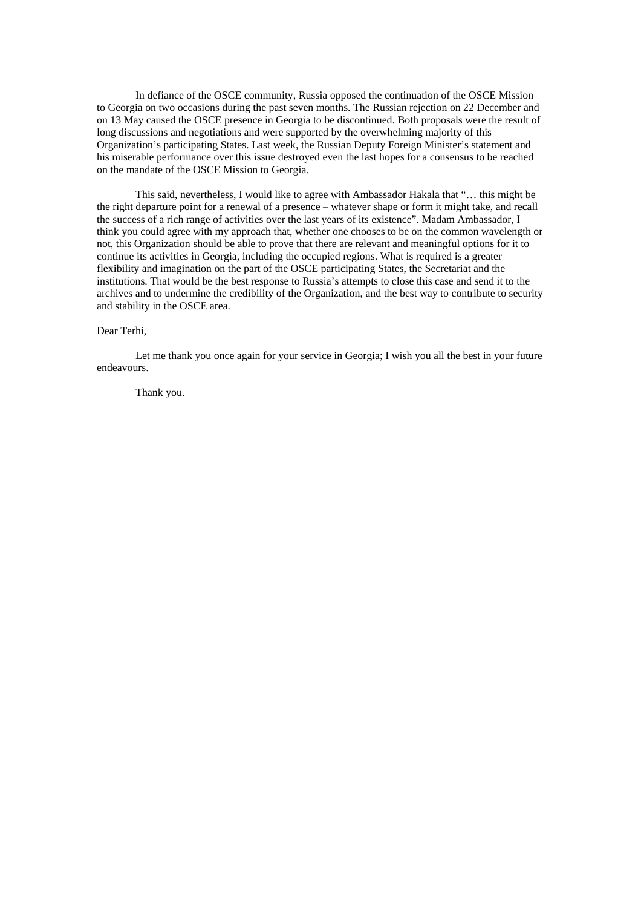In defiance of the OSCE community, Russia opposed the continuation of the OSCE Mission to Georgia on two occasions during the past seven months. The Russian rejection on 22 December and on 13 May caused the OSCE presence in Georgia to be discontinued. Both proposals were the result of long discussions and negotiations and were supported by the overwhelming majority of this Organization's participating States. Last week, the Russian Deputy Foreign Minister's statement and his miserable performance over this issue destroyed even the last hopes for a consensus to be reached on the mandate of the OSCE Mission to Georgia.

This said, nevertheless, I would like to agree with Ambassador Hakala that "… this might be the right departure point for a renewal of a presence – whatever shape or form it might take, and recall the success of a rich range of activities over the last years of its existence". Madam Ambassador, I think you could agree with my approach that, whether one chooses to be on the common wavelength or not, this Organization should be able to prove that there are relevant and meaningful options for it to continue its activities in Georgia, including the occupied regions. What is required is a greater flexibility and imagination on the part of the OSCE participating States, the Secretariat and the institutions. That would be the best response to Russia's attempts to close this case and send it to the archives and to undermine the credibility of the Organization, and the best way to contribute to security and stability in the OSCE area.

Dear Terhi,

Let me thank you once again for your service in Georgia; I wish you all the best in your future endeavours.

Thank you.